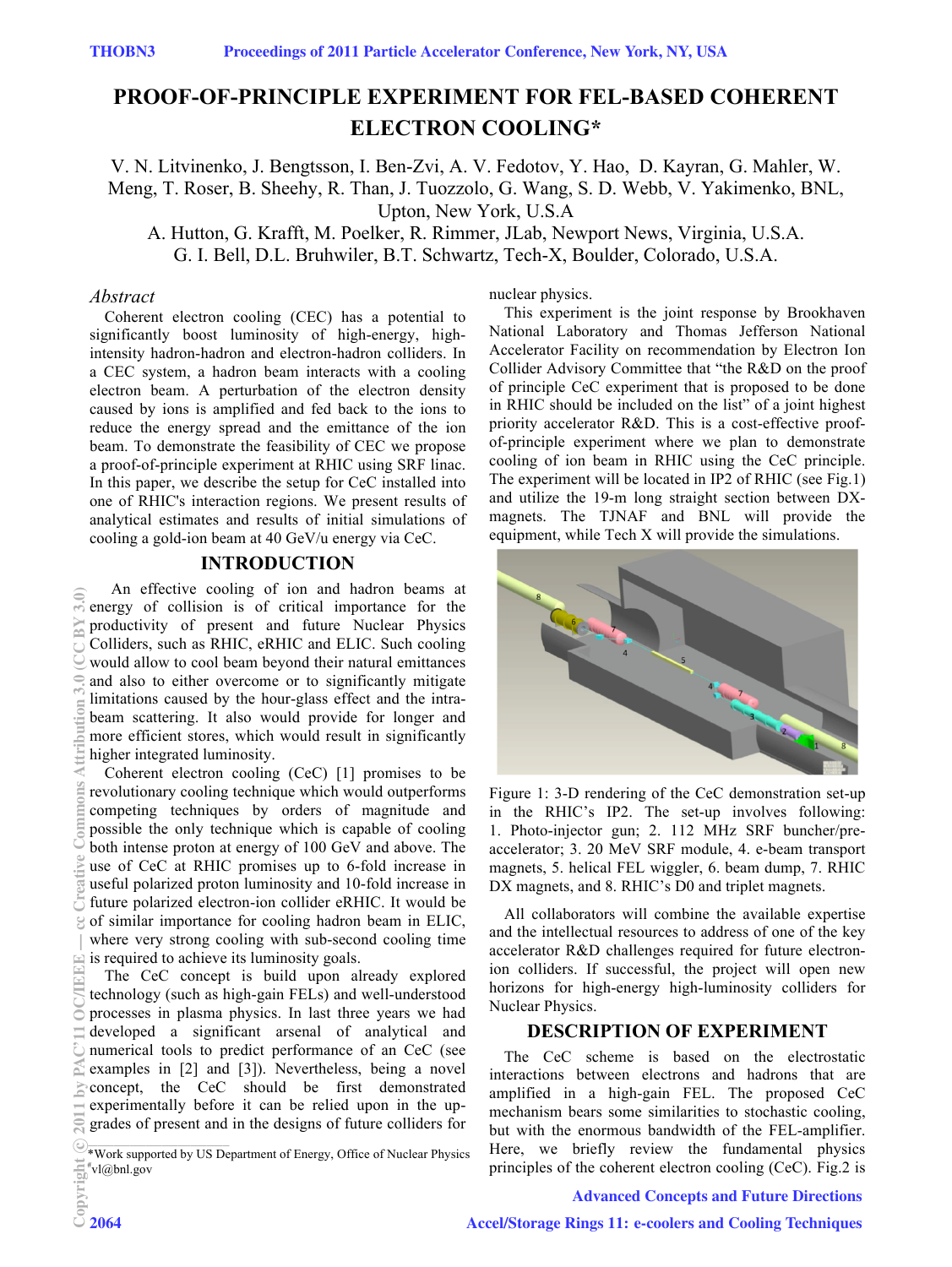# PROOF-OF-PRINCIPLE EXPERIMENT FOR FEL-BASED COHERENT ELECTRON COOLING*

V. N. Litvinenko, J. Bengtsson, I. Ben-Zvi, A. V. Fedotov, Y. Hao, D. Kayran, G. Mahler, W. Meng, T. Roser, B. Sheehy, R. Than, J. Tuozzolo, G. Wang, S. D. Webb, V. Yakimenko, BNL, Upton, New York, U.S.A

A. Hutton, G. Krafft, M. Poelker, R. Rimmer, JLab, Newport News, Virginia, U.S.A.

G. I. Bell, D.L. Bruhwiler, B.T. Schwartz, Tech-X, Boulder, Colorado, U.S.A.

*Abstract*

Coherent electron cooling (CEC) has a potential to significantly boost luminosity of high-energy, high-intensity hadron-hadron and electron-hadron colliders. In a CEC system, a hadron beam interacts with a cooling electron beam. A perturbation of the electron density caused by ions is amplified and fed back to the ions to reduce the energy spread and the emittance of the ion beam. To demonstrate the feasibility of CEC we propose a proof-of-principle experiment at RHIC using SRF linac. In this paper, we describe the setup for CeC installed into one of RHIC's interaction regions. We present results of analytical estimates and results of initial simulations of cooling a gold-ion beam at 40 GeV/u energy via CeC.

## INTRODUCTION

An effective cooling of ion and hadron beams at energy of collision is of critical importance for the productivity of present and future Nuclear Physics Colliders, such as RHIC, eRHIC and ELIC. Such cooling would allow to cool beam beyond their natural emittances and also to either overcome or to significantly mitigate limitations caused by the hour-glass effect and the intra-beam scattering. It also would provide for longer and more efficient stores, which would result in significantly higher integrated luminosity.

Coherent electron cooling (CeC) [1] promises to be revolutionary cooling technique which would outperforms competing techniques by orders of magnitude and possible the only technique which is capable of cooling both intense proton at energy of 100 GeV and above. The use of CeC at RHIC promises up to 6-fold increase in useful polarized proton luminosity and 10-fold increase in future polarized electron-ion collider eRHIC. It would be of similar importance for cooling hadron beam in ELIC, where very strong cooling with sub-second cooling time is required to achieve its luminosity goals.

The CeC concept is build upon already explored technology (such as high-gain FELs) and well-understood processes in plasma physics. In last three years we had developed a significant arsenal of analytical and numerical tools to predict performance of an CeC (see examples in [2] and [3]). Nevertheless, being a novel concept, the CeC should be first demonstrated experimentally before it can be relied upon in the up-grades of present and in the designs of future colliders for nuclear physics.

This experiment is the joint response by Brookhaven National Laboratory and Thomas Jefferson National Accelerator Facility on recommendation by Electron Ion Collider Advisory Committee that "the R&D on the proof of principle CeC experiment that is proposed to be done in RHIC should be included on the list" of a joint highest priority accelerator R&D. This is a cost-effective proof-of-principle experiment where we plan to demonstrate cooling of ion beam in RHIC using the CeC principle. The experiment will be located in IP2 of RHIC (see Fig.1) and utilize the 19-m long straight section between DX-magnets. The TJNAF and BNL will provide the equipment, while Tech X will provide the simulations.

Figure 1: 3-D rendering of the CeC demonstration set-up in the RHIC's IP2. The set-up involves following: 1. Photo-injector gun; 2. 112 MHz SRF buncher/pre-accelerator; 3. 20 MeV SRF module, 4. e-beam transport magnets, 5. helical FEL wiggler, 6. beam dump, 7. RHIC DX magnets, and 8. RHIC's D0 and triplet magnets.

All collaborators will combine the available expertise and the intellectual resources to address of one of the key accelerator R&D challenges required for future electron-ion colliders. If successful, the project will open new horizons for high-energy high-luminosity colliders for Nuclear Physics.

## DESCRIPTION OF EXPERIMENT

The CeC scheme is based on the electrostatic interactions between electrons and hadrons that are amplified in a high-gain FEL. The proposed CeC mechanism bears some similarities to stochastic cooling, but with the enormous bandwidth of the FEL-amplifier. Here, we briefly review the fundamental physics principles of the coherent electron cooling (CeC). Fig.2 is

*Work supported by US Department of Energy, Office of Nuclear Physics

#vl@bnl.gov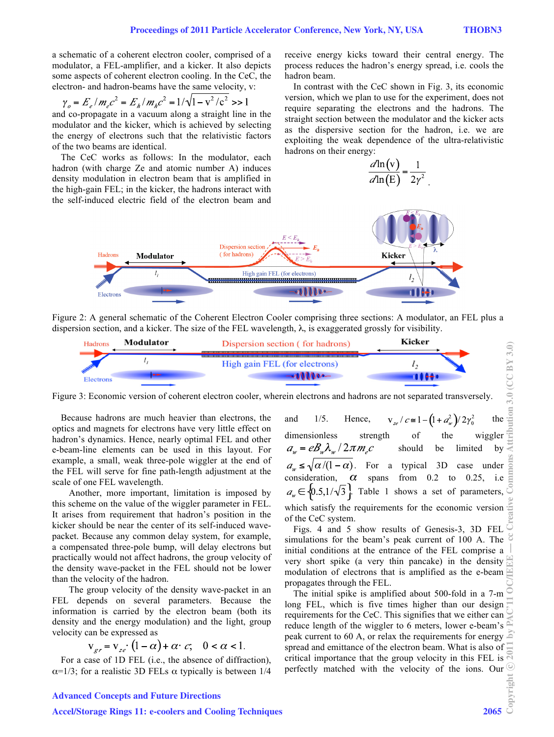a schematic of a coherent electron cooler, comprised of a modulator, a FEL-amplifier, and a kicker. It also depicts some aspects of coherent electron cooling. In the CeC, the electron- and hadron-beams have the same velocity, v:

$$\gamma_o = E_e / m_e c^2 = E_h / m_h c^2 = 1/\sqrt{1 - v^2/c^2} >> 1$$

and co-propagate in a vacuum along a straight line in the modulator and the kicker, which is achieved by selecting the energy of electrons such that the relativistic factors of the two beams are identical.

The CeC works as follows: In the modulator, each hadron (with charge Ze and atomic number A) induces density modulation in electron beam that is amplified in the high-gain FEL; in the kicker, the hadrons interact with the self-induced electric field of the electron beam and receive energy kicks toward their central energy. The process reduces the hadron's energy spread, i.e. cools the hadron beam.

In contrast with the CeC shown in Fig. 3, its economic version, which we plan to use for the experiment, does not require separating the electrons and the hadrons. The straight section between the modulator and the kicker acts as the dispersive section for the hadron, i.e. we are exploiting the weak dependence of the ultra-relativistic hadrons on their energy:

$$\frac{d\ln(\mathrm{v})}{d\ln(\mathrm{E})} = \frac{1}{2\gamma^2}.$$

Figure 2: A general schematic of the Coherent Electron Cooler comprising three sections: A modulator, an FEL plus a dispersion section, and a kicker. The size of the FEL wavelength, λ, is exaggerated grossly for visibility.

Figure 3: Economic version of coherent electron cooler, wherein electrons and hadrons are not separated transversely.

Because hadrons are much heavier than electrons, the optics and magnets for electrons have very little effect on hadron's dynamics. Hence, nearly optimal FEL and other e-beam-line elements can be used in this layout. For example, a small, weak three-pole wiggler at the end of the FEL will serve for fine path-length adjustment at the scale of one FEL wavelength.

Another, more important, limitation is imposed by this scheme on the value of the wiggler parameter in FEL. It arises from requirement that hadron's position in the kicker should be near the center of its self-induced wave-packet. Because any common delay system, for example, a compensated three-pole bump, will delay electrons but practically would not affect hadrons, the group velocity of the density wave-packet in the FEL should not be lower than the velocity of the hadron.

The group velocity of the density wave-packet in an FEL depends on several parameters. Because the information is carried by the electron beam (both its density and the energy modulation) and the light, group velocity can be expressed as

$$\mathrm{v}_{gr} = \mathrm{v}_{ze} \cdot (1 - \alpha) + \alpha \cdot c; \quad 0 < \alpha < 1.$$

For a case of 1D FEL (i.e., the absence of diffraction), α=1/3; for a realistic 3D FELs α typically is between 1/4 and 1/5. Hence, $\mathrm{v}_{ze}/c \cong 1 - (1 + a_w^2)/2\gamma_0^2$ the dimensionless strength of the wiggler $a_w = eB_w\lambda_w / 2\pi m_e c$ should be limited by $a_w \leq \sqrt{\alpha/(1-\alpha)}$. For a typical 3D case under consideration, $\alpha$ spans from 0.2 to 0.25, i.e $a_w \in \{0.5, 1/\sqrt{3}\}$. Table 1 shows a set of parameters, which satisfy the requirements for the economic version of the CeC system.

Figs. 4 and 5 show results of Genesis-3, 3D FEL simulations for the beam's peak current of 100 A. The initial conditions at the entrance of the FEL comprise a very short spike (a very thin pancake) in the density modulation of electrons that is amplified as the e-beam propagates through the FEL.

The initial spike is amplified about 500-fold in a 7-m long FEL, which is five times higher than our design requirements for the CeC. This signifies that we either can reduce length of the wiggler to 6 meters, lower e-beam's peak current to 60 A, or relax the requirements for energy spread and emittance of the electron beam. What is also of critical importance that the group velocity in this FEL is perfectly matched with the velocity of the ions. Our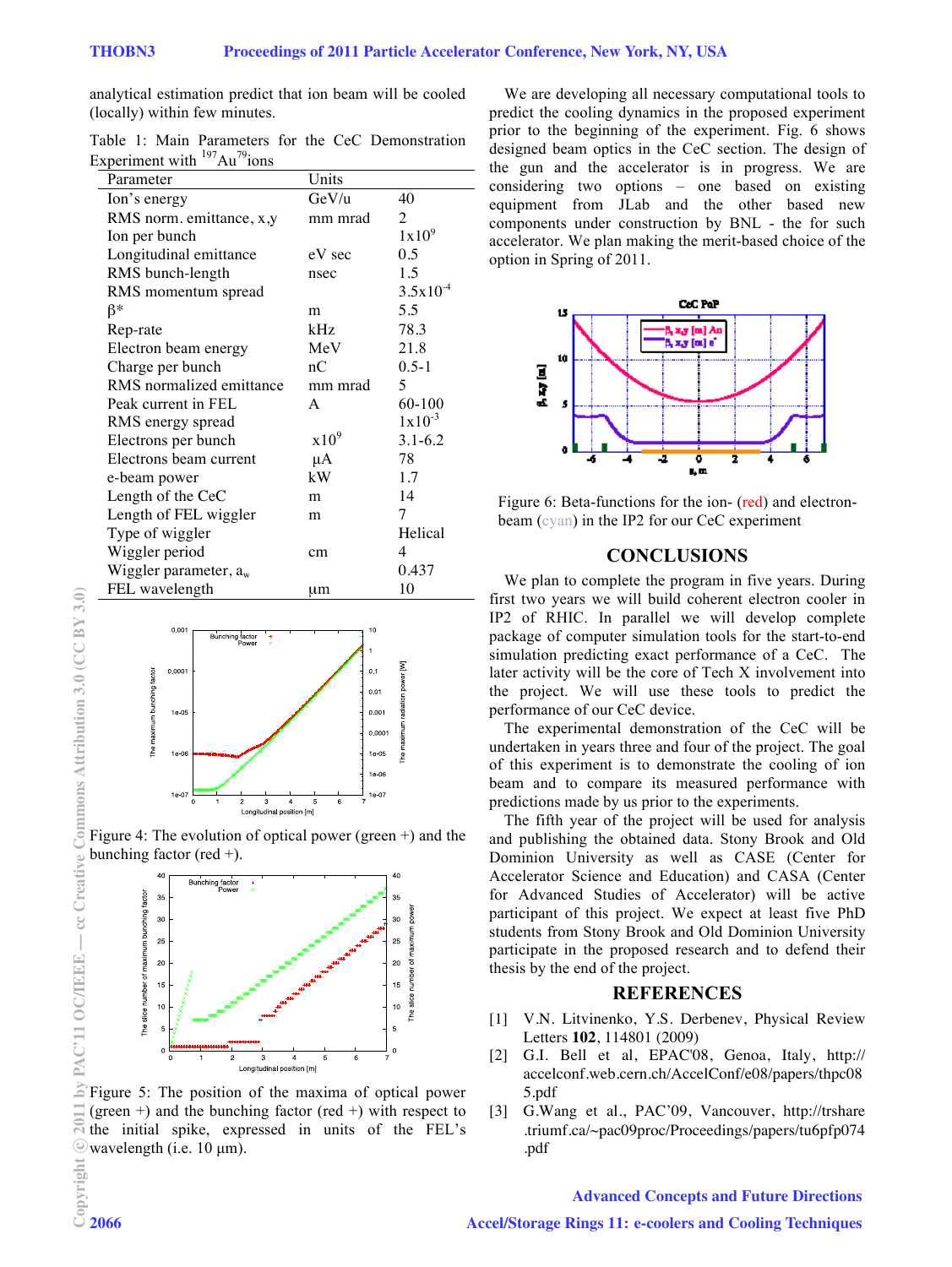analytical estimation predict that ion beam will be cooled (locally) within few minutes.

Table 1: Main Parameters for the CeC Demonstration Experiment with $^{197}Au^{79}$ions

| Parameter | Units | |
|---|---|---|
| Ion's energy | GeV/u | 40 |
| RMS norm. emittance, x,y | mm mrad | 2 |
| Ion per bunch | | $1\times10^9$ |
| Longitudinal emittance | eV sec | 0.5 |
| RMS bunch-length | nsec | 1.5 |
| RMS momentum spread | | $3.5\times10^{-4}$ |
| β* | m | 5.5 |
| Rep-rate | kHz | 78.3 |
| Electron beam energy | MeV | 21.8 |
| Charge per bunch | nC | 0.5-1 |
| RMS normalized emittance | mm mrad | 5 |
| Peak current in FEL | A | 60-100 |
| RMS energy spread | | $1\times10^{-3}$ |
| Electrons per bunch | $\times10^9$ | 3.1-6.2 |
| Electrons beam current | μA | 78 |
| e-beam power | kW | 1.7 |
| Length of the CeC | m | 14 |
| Length of FEL wiggler | m | 7 |
| Type of wiggler | | Helical |
| Wiggler period | cm | 4 |
| Wiggler parameter, $a_w$ | | 0.437 |
| FEL wavelength | μm | 10 |

Bunching factor
Power
The maximum bunching factor
The maximum radiation power [W]
Longitudinal position [m]

Figure 4: The evolution of optical power (green +) and the bunching factor (red +).

Bunching factor
Power
The slice number of maximum bunching factor
The slice number of maximum power
Longitudinal position [m]

Figure 5: The position of the maxima of optical power (green +) and the bunching factor (red +) with respect to the initial spike, expressed in units of the FEL's wavelength (i.e. 10 μm).

We are developing all necessary computational tools to predict the cooling dynamics in the proposed experiment prior to the beginning of the experiment. Fig. 6 shows designed beam optics in the CeC section. The design of the gun and the accelerator is in progress. We are considering two options – one based on existing equipment from JLab and the other based new components under construction by BNL - the for such accelerator. We plan making the merit-based choice of the option in Spring of 2011.

CeC PoP
β, x,y [m] Au
β, x,y [m] e⁻
β, x,y [m]
s, m

Figure 6: Beta-functions for the ion- (red) and electron-beam (cyan) in the IP2 for our CeC experiment

## CONCLUSIONS

We plan to complete the program in five years. During first two years we will build coherent electron cooler in IP2 of RHIC. In parallel we will develop complete package of computer simulation tools for the start-to-end simulation predicting exact performance of a CeC. The later activity will be the core of Tech X involvement into the project. We will use these tools to predict the performance of our CeC device.

The experimental demonstration of the CeC will be undertaken in years three and four of the project. The goal of this experiment is to demonstrate the cooling of ion beam and to compare its measured performance with predictions made by us prior to the experiments.

The fifth year of the project will be used for analysis and publishing the obtained data. Stony Brook and Old Dominion University as well as CASE (Center for Accelerator Science and Education) and CASA (Center for Advanced Studies of Accelerator) will be active participant of this project. We expect at least five PhD students from Stony Brook and Old Dominion University participate in the proposed research and to defend their thesis by the end of the project.

## REFERENCES

[1] V.N. Litvinenko, Y.S. Derbenev, Physical Review Letters **102**, 114801 (2009)

[2] G.I. Bell et al, EPAC'08, Genoa, Italy, http://accelconf.web.cern.ch/AccelConf/e08/papers/thpc085.pdf

[3] G.Wang et al., PAC'09, Vancouver, http://trshare.triumf.ca/~pac09proc/Proceedings/papers/tu6pfp074.pdf